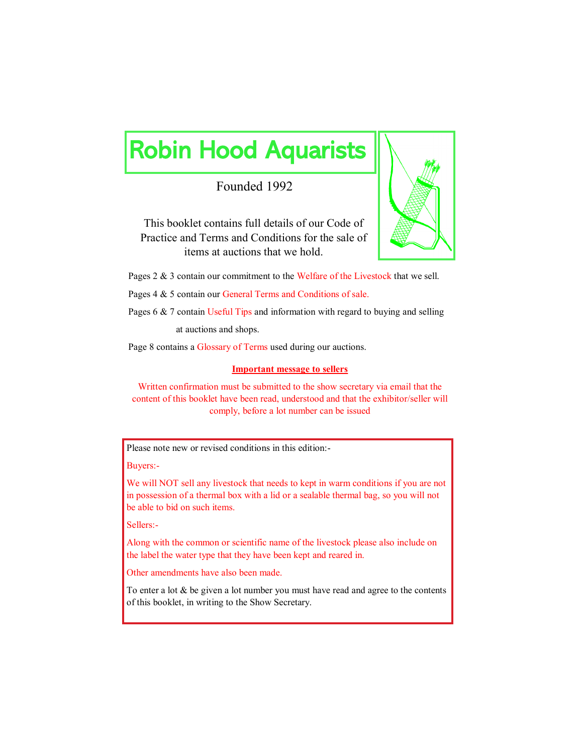# Robin Hood Aquarists

Founded 1992

This booklet contains full details of our Code of Practice and Terms and Conditions for the sale of items at auctions that we hold.

Pages 2 & 3 contain our commitment to the Welfare of the Livestock that we sell.

Pages 4 & 5 contain our General Terms and Conditions of sale.

Pages 6 & 7 contain Useful Tips and information with regard to buying and selling at auctions and shops.

Page 8 contains a Glossary of Terms used during our auctions.

**Important message to sellers**

Written confirmation must be submitted to the show secretary via email that the content of this booklet have been read, understood and that the exhibitor/seller will comply, before a lot number can be issued

Please note new or revised conditions in this edition:-

Buyers:-

We will NOT sell any livestock that needs to kept in warm conditions if you are not in possession of a thermal box with a lid or a sealable thermal bag, so you will not be able to bid on such items.

Sellers:-

Along with the common or scientific name of the livestock please also include on the label the water type that they have been kept and reared in.

Other amendments have also been made.

To enter a lot & be given a lot number you must have read and agree to the contents of this booklet, in writing to the Show Secretary.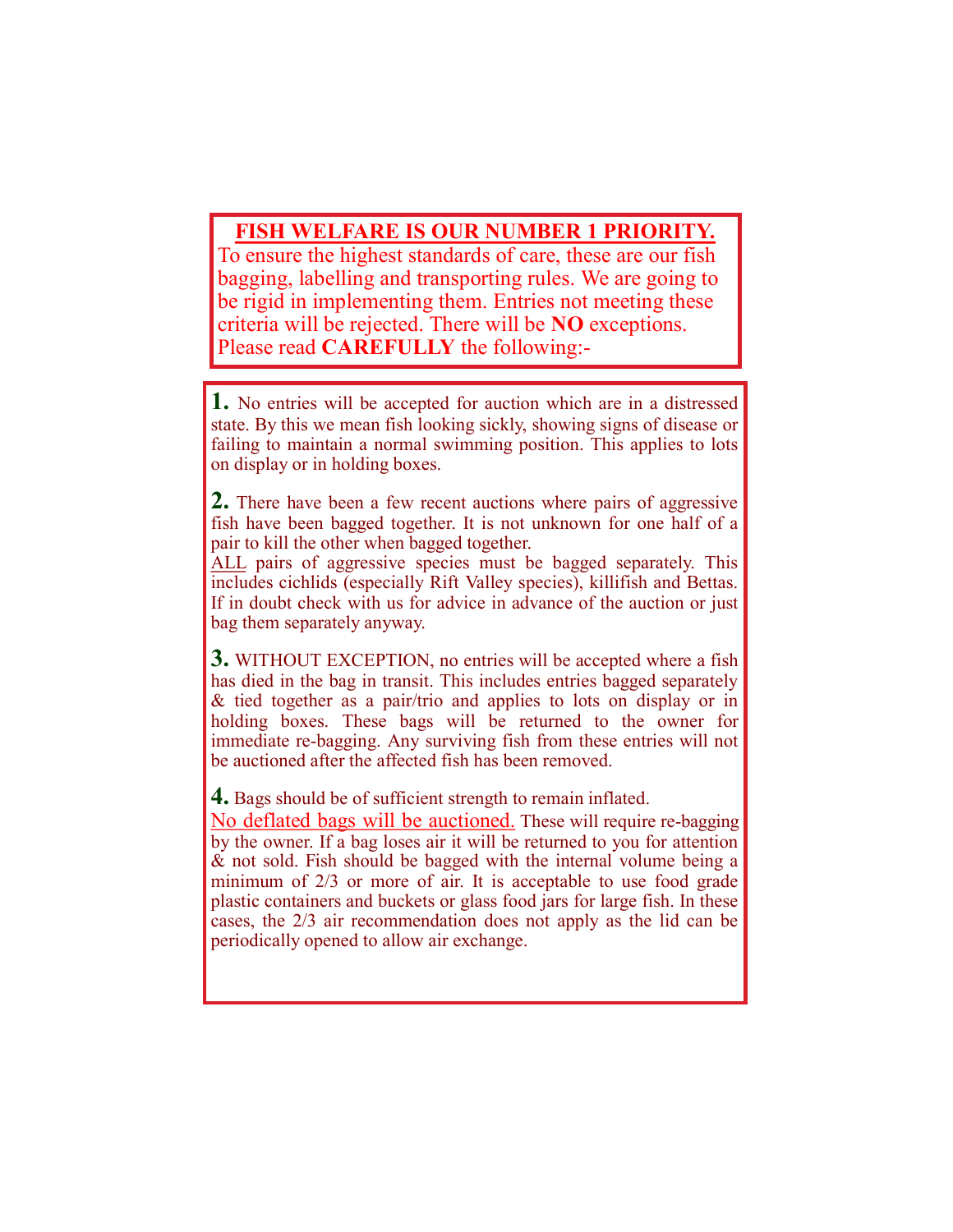## FISH WELFARE IS OUR NUMBER 1 PRIORITY.

To ensure the highest standards of care, these are our fish bagging, labelling and transporting rules. We are going to be rigid in implementing them. Entries not meeting these criteria will be rejected. There will be **NO** exceptions. Please read **CAREFULLY** the following:-

**1.** No entries will be accepted for auction which are in a distressed state. By this we mean fish looking sickly, showing signs of disease or failing to maintain a normal swimming position. This applies to lots on display or in holding boxes.

**2.** There have been a few recent auctions where pairs of aggressive fish have been bagged together. It is not unknown for one half of a pair to kill the other when bagged together.
ALL pairs of aggressive species must be bagged separately. This includes cichlids (especially Rift Valley species), killifish and Bettas. If in doubt check with us for advice in advance of the auction or just bag them separately anyway.

**3.** WITHOUT EXCEPTION, no entries will be accepted where a fish has died in the bag in transit. This includes entries bagged separately & tied together as a pair/trio and applies to lots on display or in holding boxes. These bags will be returned to the owner for immediate re-bagging. Any surviving fish from these entries will not be auctioned after the affected fish has been removed.

**4.** Bags should be of sufficient strength to remain inflated.
No deflated bags will be auctioned. These will require re-bagging by the owner. If a bag loses air it will be returned to you for attention & not sold. Fish should be bagged with the internal volume being a minimum of 2/3 or more of air. It is acceptable to use food grade plastic containers and buckets or glass food jars for large fish. In these cases, the 2/3 air recommendation does not apply as the lid can be periodically opened to allow air exchange.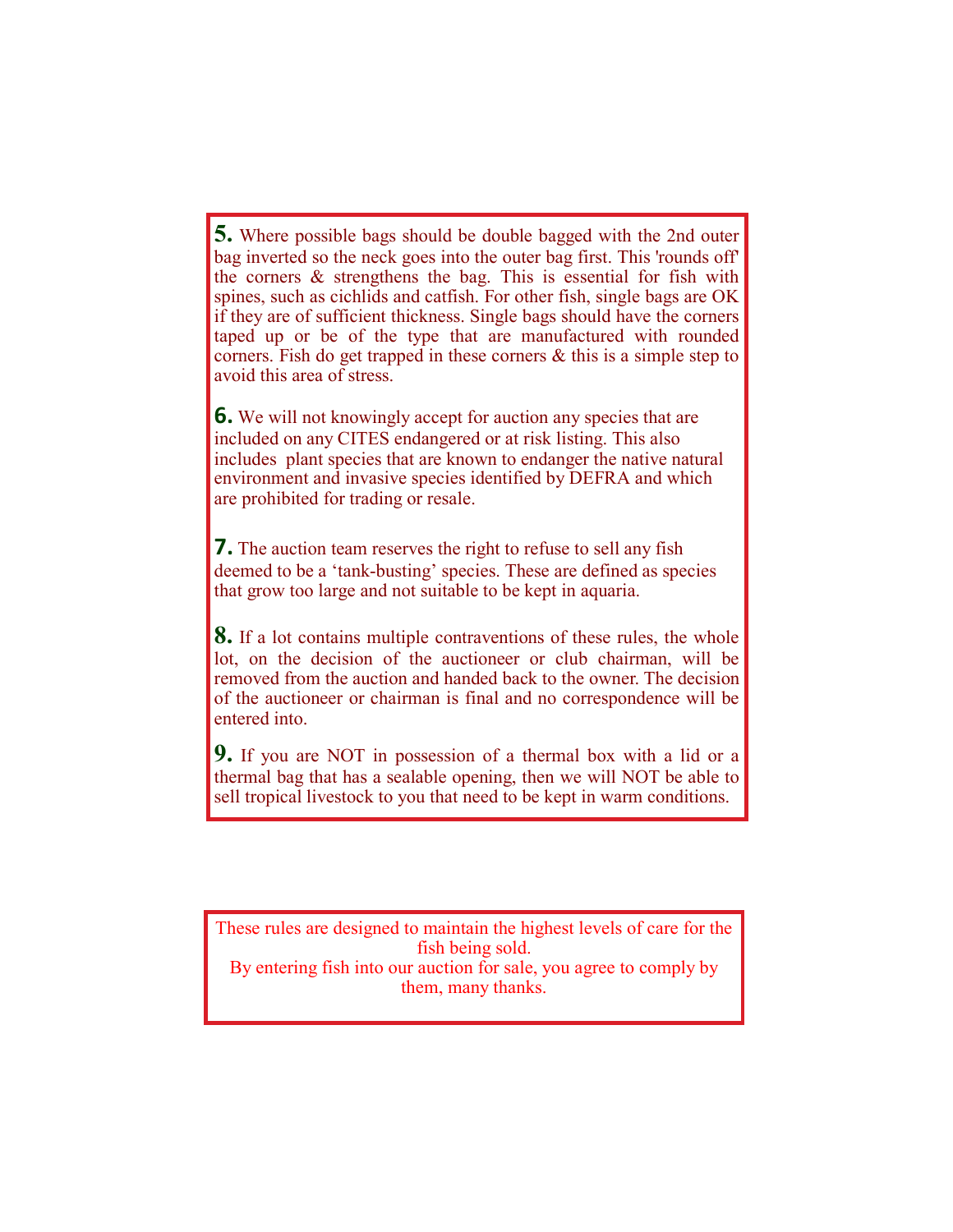**5.** Where possible bags should be double bagged with the 2nd outer bag inverted so the neck goes into the outer bag first. This 'rounds off' the corners & strengthens the bag. This is essential for fish with spines, such as cichlids and catfish. For other fish, single bags are OK if they are of sufficient thickness. Single bags should have the corners taped up or be of the type that are manufactured with rounded corners. Fish do get trapped in these corners & this is a simple step to avoid this area of stress.

**6.** We will not knowingly accept for auction any species that are included on any CITES endangered or at risk listing. This also includes plant species that are known to endanger the native natural environment and invasive species identified by DEFRA and which are prohibited for trading or resale.

**7.** The auction team reserves the right to refuse to sell any fish deemed to be a 'tank-busting' species. These are defined as species that grow too large and not suitable to be kept in aquaria.

**8.** If a lot contains multiple contraventions of these rules, the whole lot, on the decision of the auctioneer or club chairman, will be removed from the auction and handed back to the owner. The decision of the auctioneer or chairman is final and no correspondence will be entered into.

**9.** If you are NOT in possession of a thermal box with a lid or a thermal bag that has a sealable opening, then we will NOT be able to sell tropical livestock to you that need to be kept in warm conditions.

These rules are designed to maintain the highest levels of care for the fish being sold.
By entering fish into our auction for sale, you agree to comply by them, many thanks.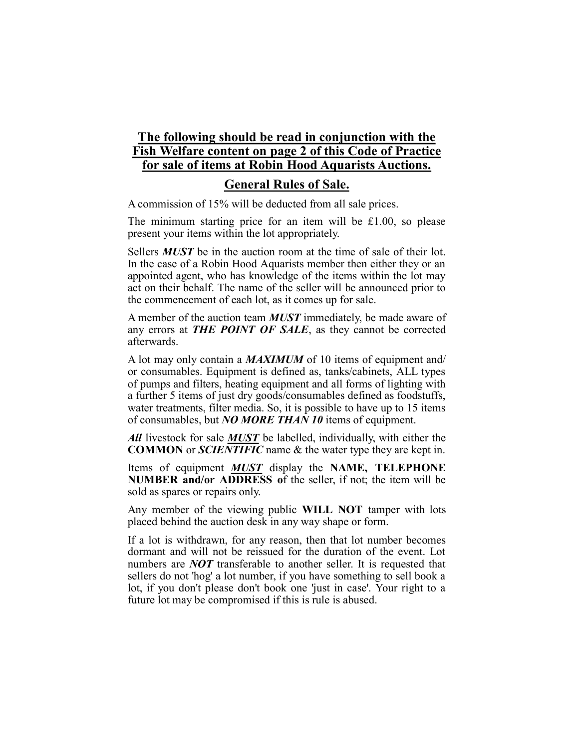## The following should be read in conjunction with the Fish Welfare content on page 2 of this Code of Practice for sale of items at Robin Hood Aquarists Auctions.

## General Rules of Sale.

A commission of 15% will be deducted from all sale prices.

The minimum starting price for an item will be £1.00, so please present your items within the lot appropriately.

Sellers ***MUST*** be in the auction room at the time of sale of their lot. In the case of a Robin Hood Aquarists member then either they or an appointed agent, who has knowledge of the items within the lot may act on their behalf. The name of the seller will be announced prior to the commencement of each lot, as it comes up for sale.

A member of the auction team ***MUST*** immediately, be made aware of any errors at ***THE POINT OF SALE***, as they cannot be corrected afterwards.

A lot may only contain a ***MAXIMUM*** of 10 items of equipment and/ or consumables. Equipment is defined as, tanks/cabinets, ALL types of pumps and filters, heating equipment and all forms of lighting with a further 5 items of just dry goods/consumables defined as foodstuffs, water treatments, filter media. So, it is possible to have up to 15 items of consumables, but ***NO MORE THAN 10*** items of equipment.

***All*** livestock for sale ***MUST*** be labelled, individually, with either the **COMMON** or ***SCIENTIFIC*** name & the water type they are kept in.

Items of equipment ***MUST*** display the **NAME, TELEPHONE NUMBER and/or ADDRESS o**f the seller, if not; the item will be sold as spares or repairs only.

Any member of the viewing public **WILL NOT** tamper with lots placed behind the auction desk in any way shape or form.

If a lot is withdrawn, for any reason, then that lot number becomes dormant and will not be reissued for the duration of the event. Lot numbers are ***NOT*** transferable to another seller. It is requested that sellers do not 'hog' a lot number, if you have something to sell book a lot, if you don't please don't book one 'just in case'. Your right to a future lot may be compromised if this is rule is abused.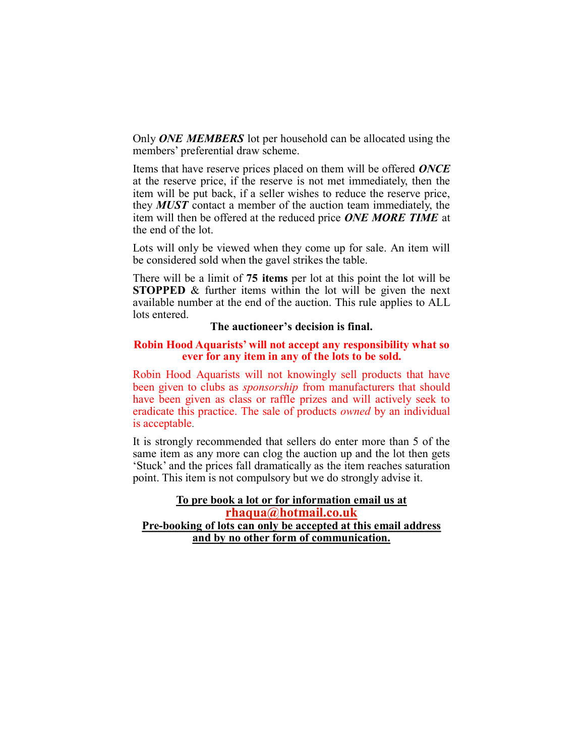Only ***ONE MEMBERS*** lot per household can be allocated using the members' preferential draw scheme.

Items that have reserve prices placed on them will be offered ***ONCE*** at the reserve price, if the reserve is not met immediately, then the item will be put back, if a seller wishes to reduce the reserve price, they ***MUST*** contact a member of the auction team immediately, the item will then be offered at the reduced price ***ONE MORE TIME*** at the end of the lot.

Lots will only be viewed when they come up for sale. An item will be considered sold when the gavel strikes the table.

There will be a limit of **75 items** per lot at this point the lot will be **STOPPED** & further items within the lot will be given the next available number at the end of the auction. This rule applies to ALL lots entered.

**The auctioneer's decision is final.**

**Robin Hood Aquarists' will not accept any responsibility what so ever for any item in any of the lots to be sold.**

Robin Hood Aquarists will not knowingly sell products that have been given to clubs as *sponsorship* from manufacturers that should have been given as class or raffle prizes and will actively seek to eradicate this practice. The sale of products *owned* by an individual is acceptable.

It is strongly recommended that sellers do enter more than 5 of the same item as any more can clog the auction up and the lot then gets 'Stuck' and the prices fall dramatically as the item reaches saturation point. This item is not compulsory but we do strongly advise it.

**To pre book a lot or for information email us at**
**rhaqua@hotmail.co.uk**
**Pre-booking of lots can only be accepted at this email address and by no other form of communication.**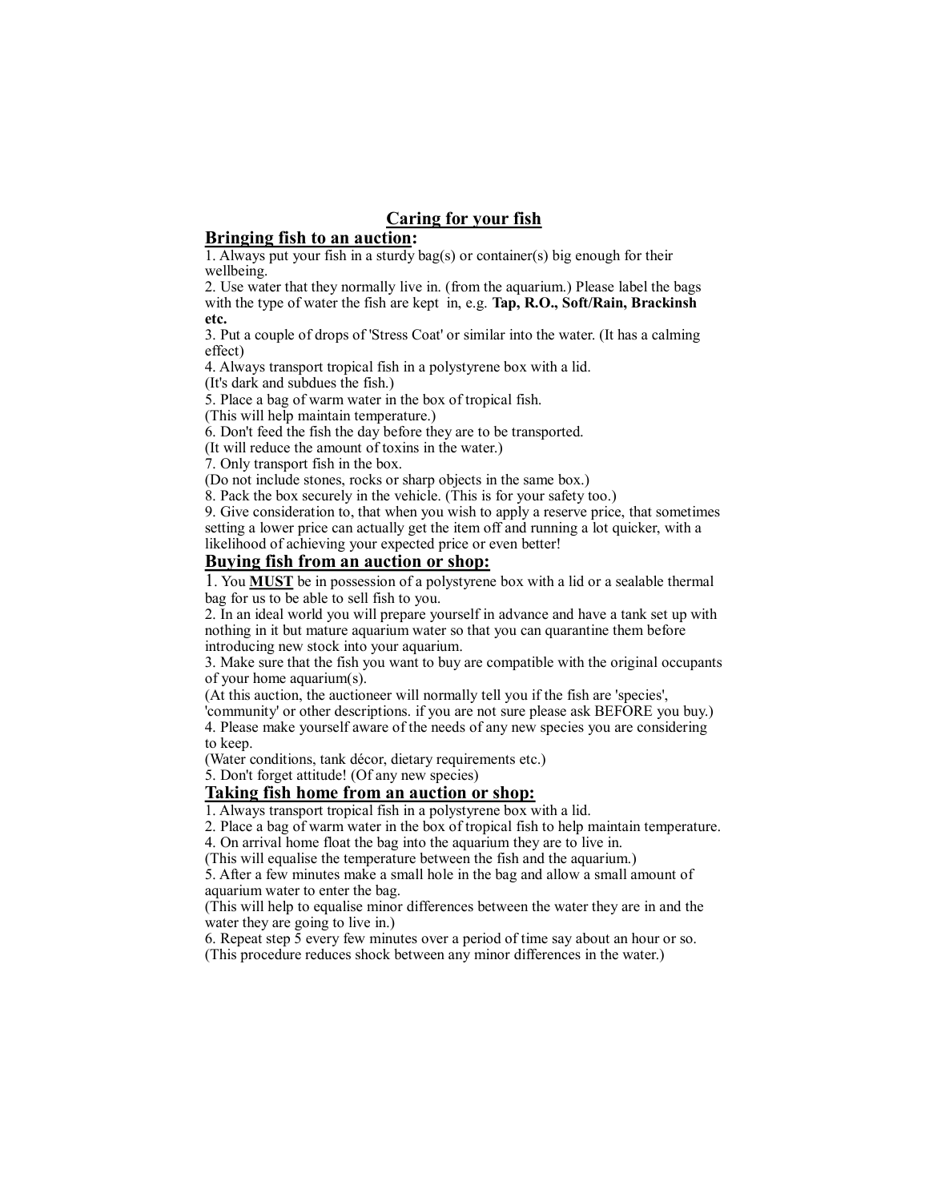# Caring for your fish

## Bringing fish to an auction:

1. Always put your fish in a sturdy bag(s) or container(s) big enough for their wellbeing.
2. Use water that they normally live in. (from the aquarium.) Please label the bags with the type of water the fish are kept in, e.g. **Tap, R.O., Soft/Rain, Brackinsh etc.**
3. Put a couple of drops of 'Stress Coat' or similar into the water. (It has a calming effect)
4. Always transport tropical fish in a polystyrene box with a lid.
(It's dark and subdues the fish.)
5. Place a bag of warm water in the box of tropical fish.
(This will help maintain temperature.)
6. Don't feed the fish the day before they are to be transported.
(It will reduce the amount of toxins in the water.)
7. Only transport fish in the box.
(Do not include stones, rocks or sharp objects in the same box.)
8. Pack the box securely in the vehicle. (This is for your safety too.)
9. Give consideration to, that when you wish to apply a reserve price, that sometimes setting a lower price can actually get the item off and running a lot quicker, with a likelihood of achieving your expected price or even better!

## Buying fish from an auction or shop:

1. You **MUST** be in possession of a polystyrene box with a lid or a sealable thermal bag for us to be able to sell fish to you.
2. In an ideal world you will prepare yourself in advance and have a tank set up with nothing in it but mature aquarium water so that you can quarantine them before introducing new stock into your aquarium.
3. Make sure that the fish you want to buy are compatible with the original occupants of your home aquarium(s).
(At this auction, the auctioneer will normally tell you if the fish are 'species', 'community' or other descriptions. if you are not sure please ask BEFORE you buy.)
4. Please make yourself aware of the needs of any new species you are considering to keep.
(Water conditions, tank décor, dietary requirements etc.)
5. Don't forget attitude! (Of any new species)

## Taking fish home from an auction or shop:

1. Always transport tropical fish in a polystyrene box with a lid.
2. Place a bag of warm water in the box of tropical fish to help maintain temperature.
4. On arrival home float the bag into the aquarium they are to live in.
(This will equalise the temperature between the fish and the aquarium.)
5. After a few minutes make a small hole in the bag and allow a small amount of aquarium water to enter the bag.
(This will help to equalise minor differences between the water they are in and the water they are going to live in.)
6. Repeat step 5 every few minutes over a period of time say about an hour or so.
(This procedure reduces shock between any minor differences in the water.)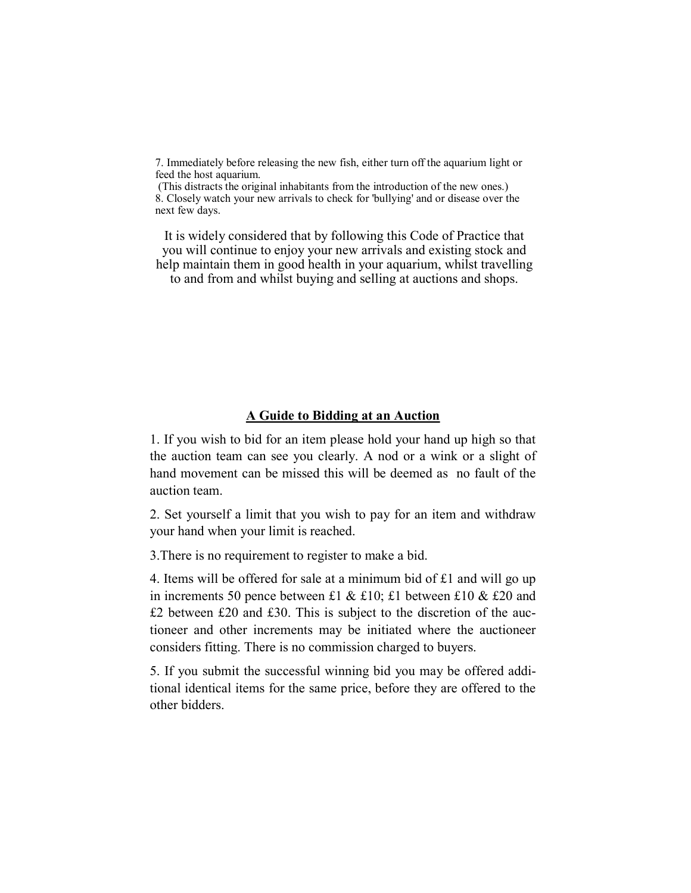7. Immediately before releasing the new fish, either turn off the aquarium light or feed the host aquarium.
(This distracts the original inhabitants from the introduction of the new ones.)
8. Closely watch your new arrivals to check for 'bullying' and or disease over the next few days.

It is widely considered that by following this Code of Practice that you will continue to enjoy your new arrivals and existing stock and help maintain them in good health in your aquarium, whilst travelling to and from and whilst buying and selling at auctions and shops.

## A Guide to Bidding at an Auction

1. If you wish to bid for an item please hold your hand up high so that the auction team can see you clearly. A nod or a wink or a slight of hand movement can be missed this will be deemed as no fault of the auction team.

2. Set yourself a limit that you wish to pay for an item and withdraw your hand when your limit is reached.

3. There is no requirement to register to make a bid.

4. Items will be offered for sale at a minimum bid of £1 and will go up in increments 50 pence between £1 & £10; £1 between £10 & £20 and £2 between £20 and £30. This is subject to the discretion of the auctioneer and other increments may be initiated where the auctioneer considers fitting. There is no commission charged to buyers.

5. If you submit the successful winning bid you may be offered additional identical items for the same price, before they are offered to the other bidders.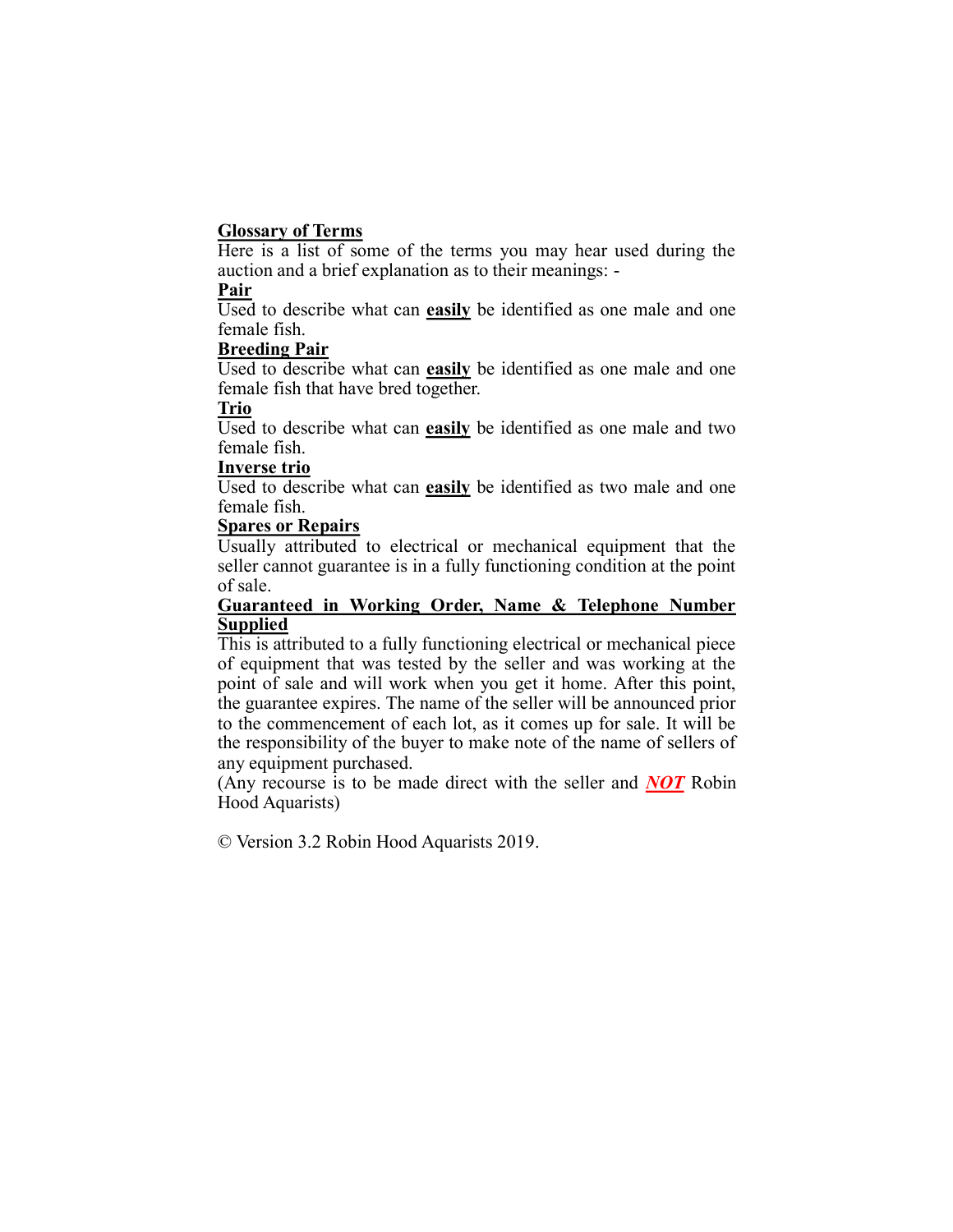## Glossary of Terms

Here is a list of some of the terms you may hear used during the auction and a brief explanation as to their meanings: -

### Pair

Used to describe what can **easily** be identified as one male and one female fish.

### Breeding Pair

Used to describe what can **easily** be identified as one male and one female fish that have bred together.

### Trio

Used to describe what can **easily** be identified as one male and two female fish.

### Inverse trio

Used to describe what can **easily** be identified as two male and one female fish.

### Spares or Repairs

Usually attributed to electrical or mechanical equipment that the seller cannot guarantee is in a fully functioning condition at the point of sale.

### Guaranteed in Working Order, Name & Telephone Number Supplied

This is attributed to a fully functioning electrical or mechanical piece of equipment that was tested by the seller and was working at the point of sale and will work when you get it home. After this point, the guarantee expires. The name of the seller will be announced prior to the commencement of each lot, as it comes up for sale. It will be the responsibility of the buyer to make note of the name of sellers of any equipment purchased.

(Any recourse is to be made direct with the seller and ***NOT*** Robin Hood Aquarists)

© Version 3.2 Robin Hood Aquarists 2019.